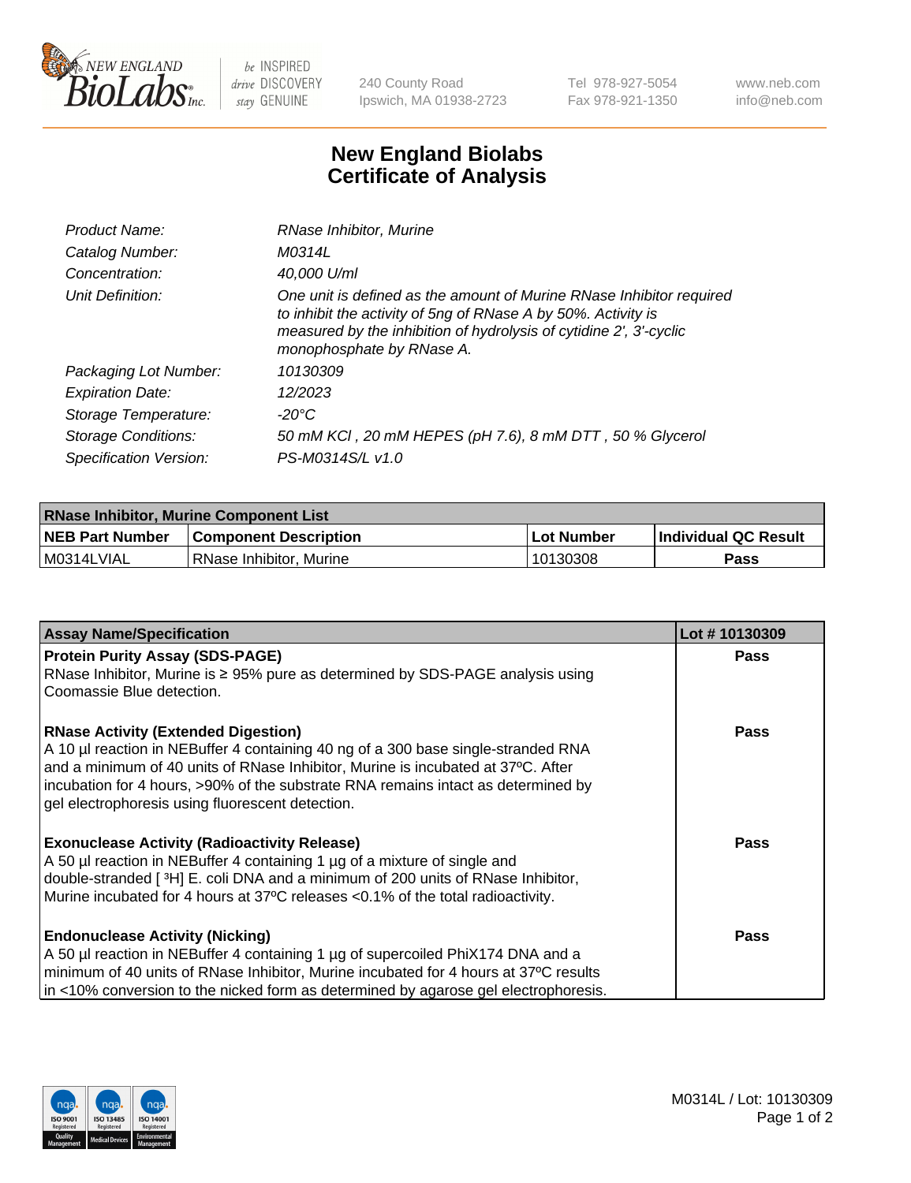# New England Biolabs Certificate of Analysis

| | |
|---|---|
| *Product Name:* | *RNase Inhibitor, Murine* |
| *Catalog Number:* | *M0314L* |
| *Concentration:* | *40,000 U/ml* |
| *Unit Definition:* | *One unit is defined as the amount of Murine RNase Inhibitor required to inhibit the activity of 5ng of RNase A by 50%. Activity is measured by the inhibition of hydrolysis of cytidine 2', 3'-cyclic monophosphate by RNase A.* |
| *Packaging Lot Number:* | *10130309* |
| *Expiration Date:* | *12/2023* |
| *Storage Temperature:* | *-20°C* |
| *Storage Conditions:* | *50 mM KCl , 20 mM HEPES (pH 7.6), 8 mM DTT , 50 % Glycerol* |
| *Specification Version:* | *PS-M0314S/L v1.0* |

| RNase Inhibitor, Murine Component List | | | |
|---|---|---|---|
| **NEB Part Number** | **Component Description** | **Lot Number** | **Individual QC Result** |
| M0314LVIAL | RNase Inhibitor, Murine | 10130308 | **Pass** |

| Assay Name/Specification | Lot # 10130309 |
|---|---|
| **Protein Purity Assay (SDS-PAGE)**<br>RNase Inhibitor, Murine is ≥ 95% pure as determined by SDS-PAGE analysis using Coomassie Blue detection. | **Pass** |
| **RNase Activity (Extended Digestion)**<br>A 10 µl reaction in NEBuffer 4 containing 40 ng of a 300 base single-stranded RNA and a minimum of 40 units of RNase Inhibitor, Murine is incubated at 37°C. After incubation for 4 hours, >90% of the substrate RNA remains intact as determined by gel electrophoresis using fluorescent detection. | **Pass** |
| **Exonuclease Activity (Radioactivity Release)**<br>A 50 µl reaction in NEBuffer 4 containing 1 µg of a mixture of single and double-stranded [ $^3$H] E. coli DNA and a minimum of 200 units of RNase Inhibitor, Murine incubated for 4 hours at 37ºC releases <0.1% of the total radioactivity. | **Pass** |
| **Endonuclease Activity (Nicking)**<br>A 50 µl reaction in NEBuffer 4 containing 1 µg of supercoiled PhiX174 DNA and a minimum of 40 units of RNase Inhibitor, Murine incubated for 4 hours at 37ºC results in <10% conversion to the nicked form as determined by agarose gel electrophoresis. | **Pass** |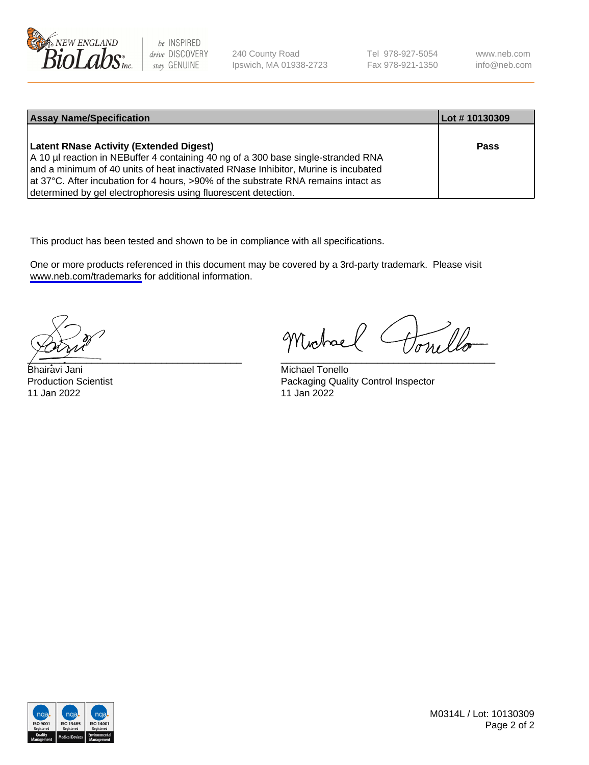| Assay Name/Specification | Lot # 10130309 |
| --- | --- |
| **Latent RNase Activity (Extended Digest)**<br>A 10 µl reaction in NEBuffer 4 containing 40 ng of a 300 base single-stranded RNA and a minimum of 40 units of heat inactivated RNase Inhibitor, Murine is incubated at 37°C. After incubation for 4 hours, >90% of the substrate RNA remains intact as determined by gel electrophoresis using fluorescent detection. | **Pass** |

This product has been tested and shown to be in compliance with all specifications.

One or more products referenced in this document may be covered by a 3rd-party trademark. Please visit www.neb.com/trademarks for additional information.

Bhairavi Jani
Production Scientist
11 Jan 2022

Michael Tonello
Packaging Quality Control Inspector
11 Jan 2022

M0314L / Lot: 10130309